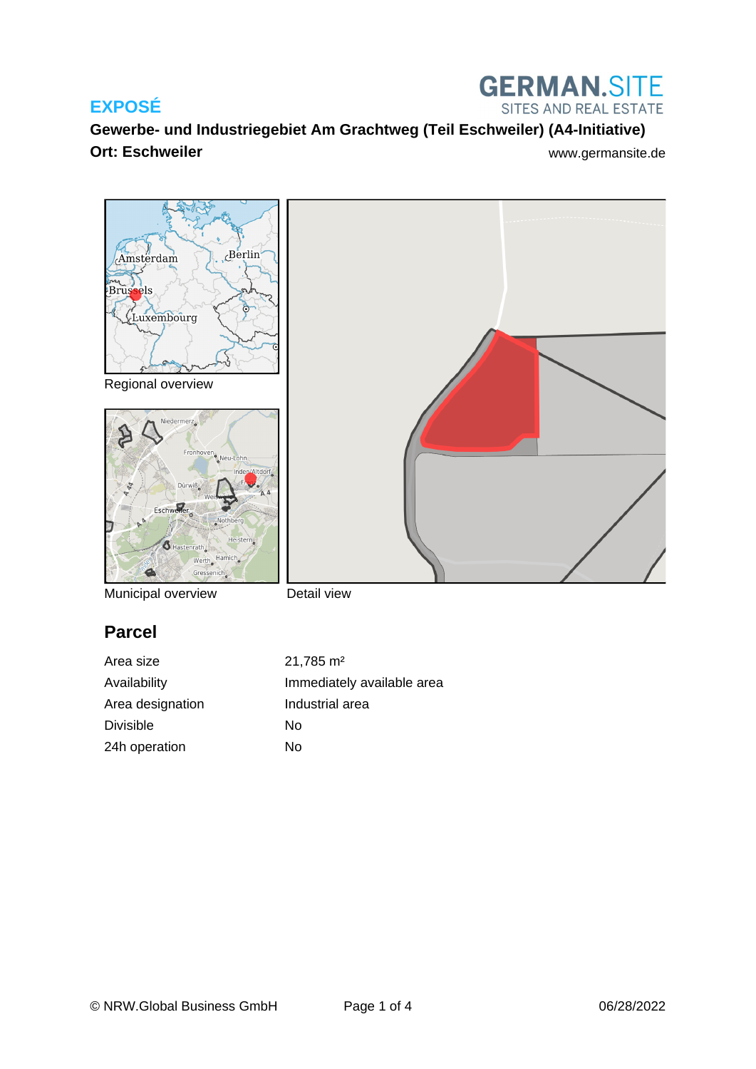**EXPOSÉ**

GERMAN.SITE
SITES AND REAL ESTATE

## Gewerbe- und Industriegebiet Am Grachtweg (Teil Eschweiler) (A4-Initiative)

**Ort: Eschweiler**

www.germansite.de

Regional overview

Municipal overview

Detail view

## Parcel

| | |
|---|---|
| Area size | 21,785 m² |
| Availability | Immediately available area |
| Area designation | Industrial area |
| Divisible | No |
| 24h operation | No |

© NRW.Global Business GmbH

06/28/2022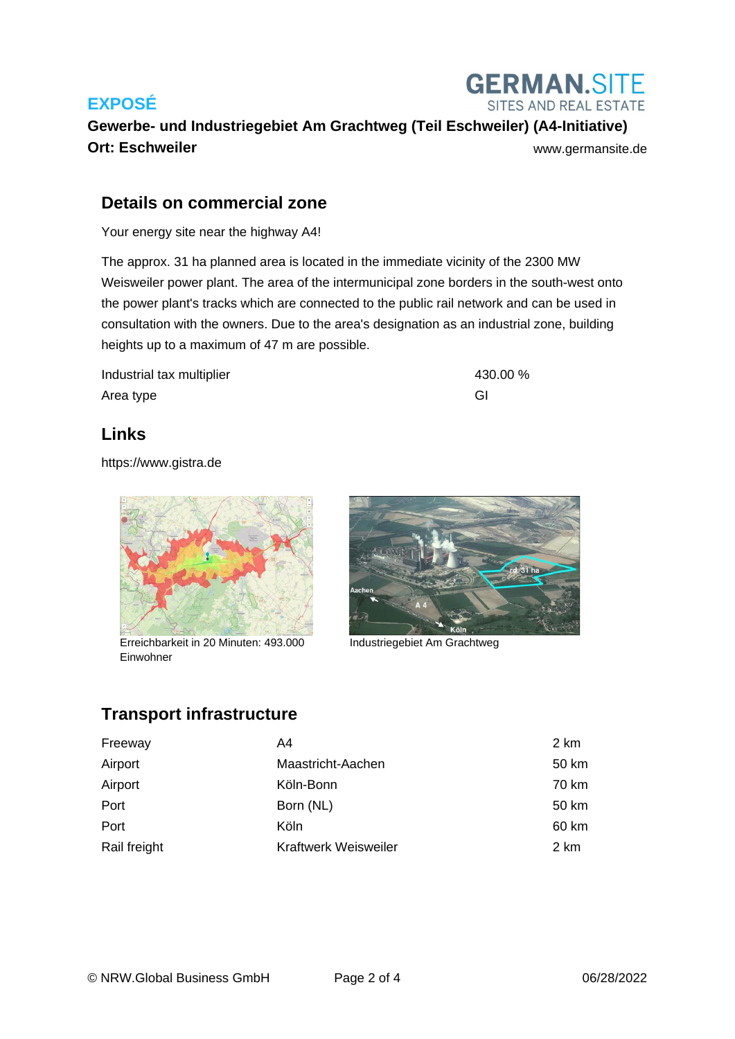# EXPOSÉ

**Gewerbe- und Industriegebiet Am Grachtweg (Teil Eschweiler) (A4-Initiative)**
**Ort: Eschweiler**

www.germansite.de

## Details on commercial zone

Your energy site near the highway A4!

The approx. 31 ha planned area is located in the immediate vicinity of the 2300 MW Weisweiler power plant. The area of the intermunicipal zone borders in the south-west onto the power plant's tracks which are connected to the public rail network and can be used in consultation with the owners. Due to the area's designation as an industrial zone, building heights up to a maximum of 47 m are possible.

| | |
|---|---|
| Industrial tax multiplier | 430.00 % |
| Area type | GI |

## Links

https://www.gistra.de

Erreichbarkeit in 20 Minuten: 493.000 Einwohner

Industriegebiet Am Grachtweg

## Transport infrastructure

| | | |
|---|---|---|
| Freeway | A4 | 2 km |
| Airport | Maastricht-Aachen | 50 km |
| Airport | Köln-Bonn | 70 km |
| Port | Born (NL) | 50 km |
| Port | Köln | 60 km |
| Rail freight | Kraftwerk Weisweiler | 2 km |

© NRW.Global Business GmbH 06/28/2022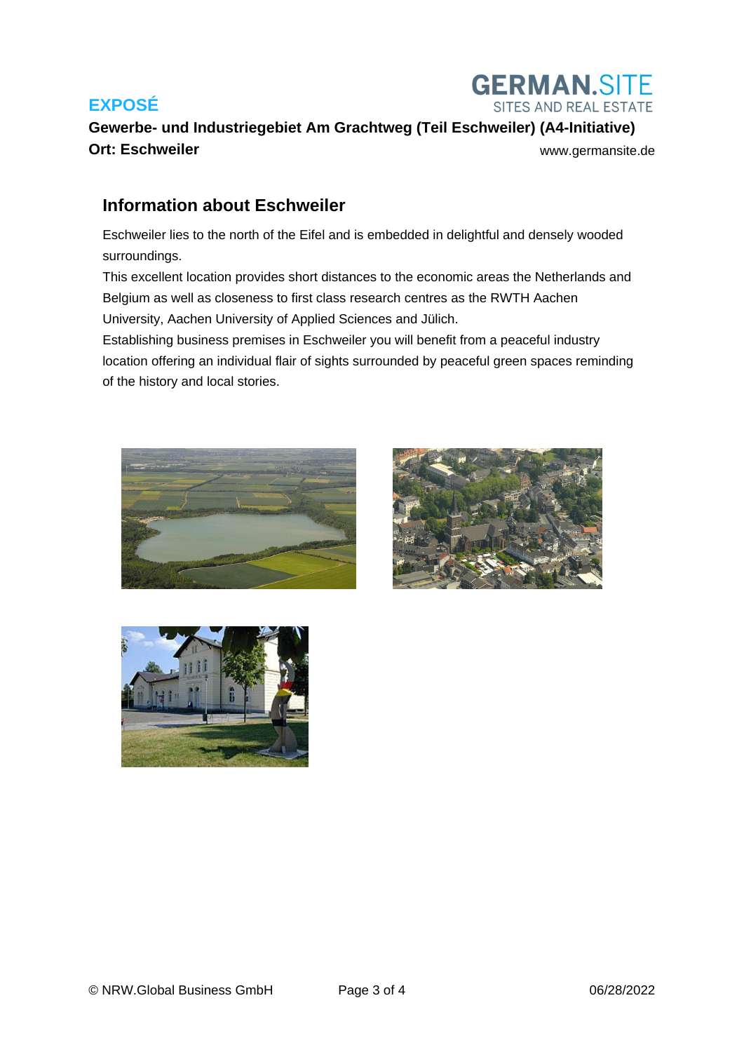## Information about Eschweiler

Eschweiler lies to the north of the Eifel and is embedded in delightful and densely wooded surroundings.
This excellent location provides short distances to the economic areas the Netherlands and Belgium as well as closeness to first class research centres as the RWTH Aachen University, Aachen University of Applied Sciences and Jülich.
Establishing business premises in Eschweiler you will benefit from a peaceful industry location offering an individual flair of sights surrounded by peaceful green spaces reminding of the history and local stories.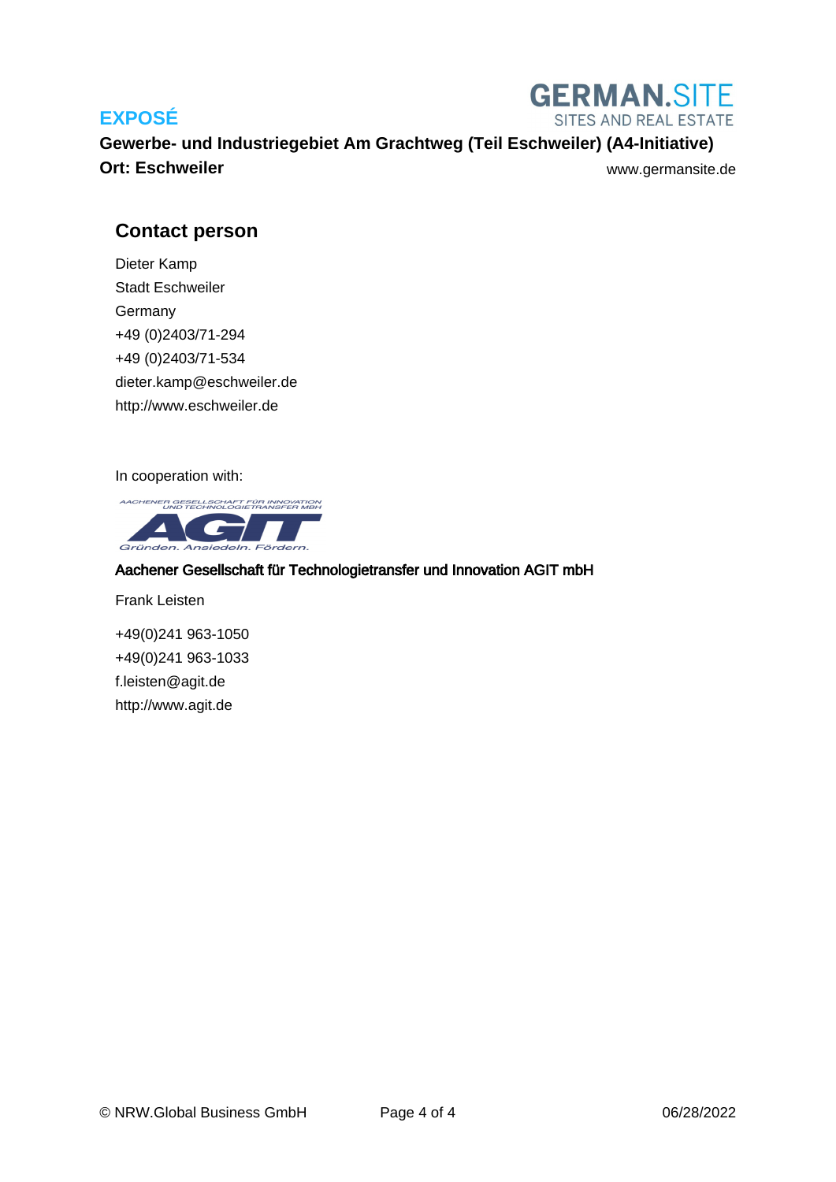## Contact person

Dieter Kamp
Stadt Eschweiler
Germany
+49 (0)2403/71-294
+49 (0)2403/71-534
dieter.kamp@eschweiler.de
http://www.eschweiler.de

In cooperation with:

Aachener Gesellschaft für Technologietransfer und Innovation AGIT mbH

Frank Leisten

+49(0)241 963-1050
+49(0)241 963-1033
f.leisten@agit.de
http://www.agit.de